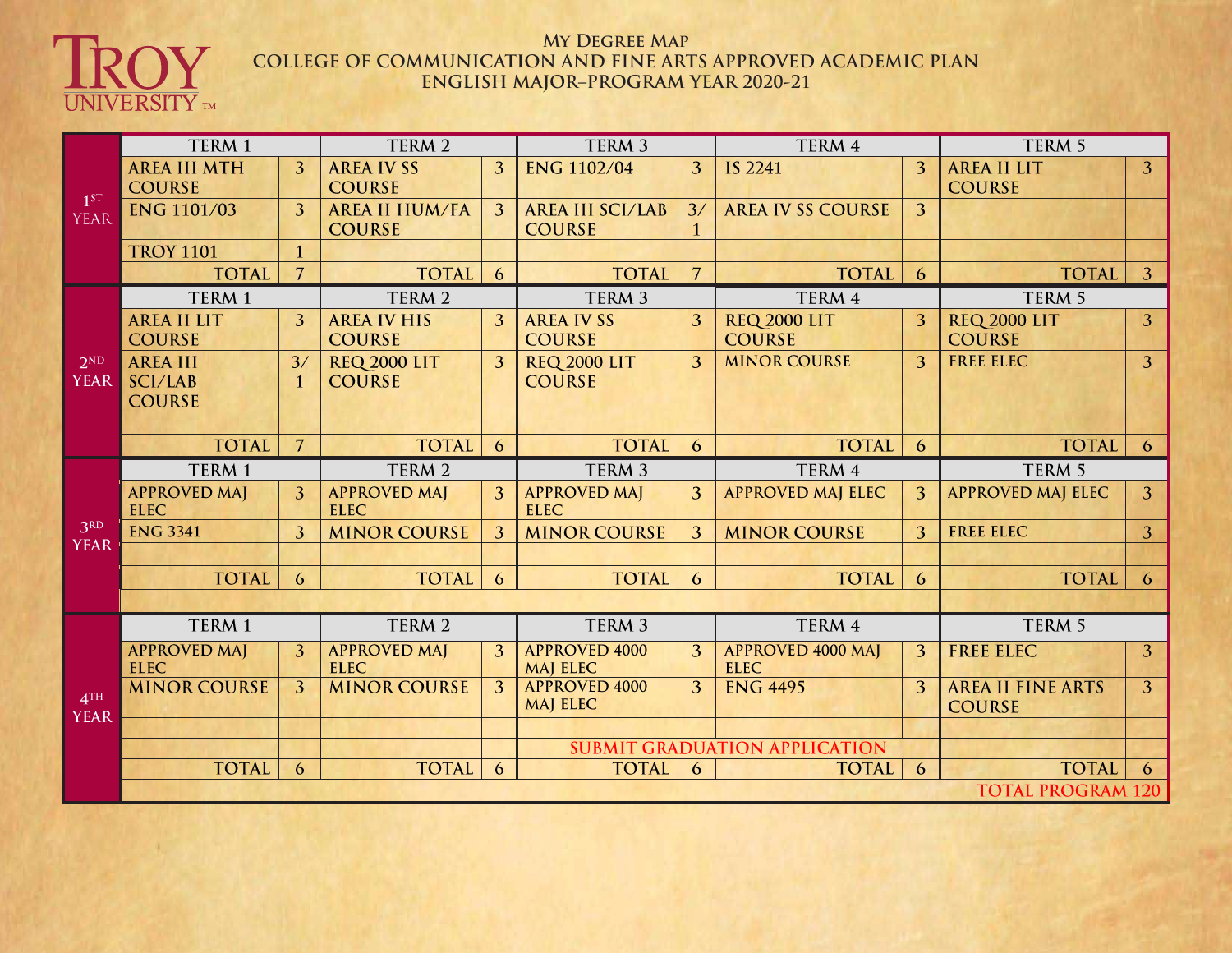TROY UNIVERSITY™

# My Degree Map
## College of Communication and Fine Arts Approved Academic Plan
## English Major–Program Year 2020-21

| | Term 1 | | Term 2 | | Term 3 | | Term 4 | | Term 5 | |
|---|---|---|---|---|---|---|---|---|---|---|
| 1st Year | AREA III MTH COURSE | 3 | AREA IV SS COURSE | 3 | ENG 1102/04 | 3 | IS 2241 | 3 | AREA II LIT COURSE | 3 |
| | ENG 1101/03 | 3 | AREA II HUM/FA COURSE | 3 | AREA III SCI/LAB COURSE | 3/1 | AREA IV SS COURSE | 3 | | |
| | TROY 1101 | 1 | | | | | | | | |
| | TOTAL | 7 | TOTAL | 6 | TOTAL | 7 | TOTAL | 6 | TOTAL | 3 |
| | Term 1 | | Term 2 | | Term 3 | | Term 4 | | Term 5 | |
| 2nd Year | AREA II LIT COURSE | 3 | AREA IV HIS COURSE | 3 | AREA IV SS COURSE | 3 | REQ 2000 LIT COURSE | 3 | REQ 2000 LIT COURSE | 3 |
| | AREA III SCI/LAB COURSE | 3/1 | REQ 2000 LIT COURSE | 3 | REQ 2000 LIT COURSE | 3 | MINOR COURSE | 3 | FREE ELEC | 3 |
| | | | | | | | | | | |
| | TOTAL | 7 | TOTAL | 6 | TOTAL | 6 | TOTAL | 6 | TOTAL | 6 |
| | Term 1 | | Term 2 | | Term 3 | | Term 4 | | Term 5 | |
| 3rd Year | APPROVED MAJ ELEC | 3 | APPROVED MAJ ELEC | 3 | APPROVED MAJ ELEC | 3 | APPROVED MAJ ELEC | 3 | APPROVED MAJ ELEC | 3 |
| | ENG 3341 | 3 | MINOR COURSE | 3 | MINOR COURSE | 3 | MINOR COURSE | 3 | FREE ELEC | 3 |
| | | | | | | | | | | |
| | TOTAL | 6 | TOTAL | 6 | TOTAL | 6 | TOTAL | 6 | TOTAL | 6 |
| | Term 1 | | Term 2 | | Term 3 | | Term 4 | | Term 5 | |
| 4th Year | APPROVED MAJ ELEC | 3 | APPROVED MAJ ELEC | 3 | APPROVED 4000 MAJ ELEC | 3 | APPROVED 4000 MAJ ELEC | 3 | FREE ELEC | 3 |
| | MINOR COURSE | 3 | MINOR COURSE | 3 | APPROVED 4000 MAJ ELEC | 3 | ENG 4495 | 3 | AREA II FINE ARTS COURSE | 3 |
| | | | | | | | | | | |
| | | | | | SUBMIT GRADUATION APPLICATION | | | | | |
| | TOTAL | 6 | TOTAL | 6 | TOTAL | 6 | TOTAL | 6 | TOTAL | 6 |
| | | | | | | | | | TOTAL PROGRAM 120 | |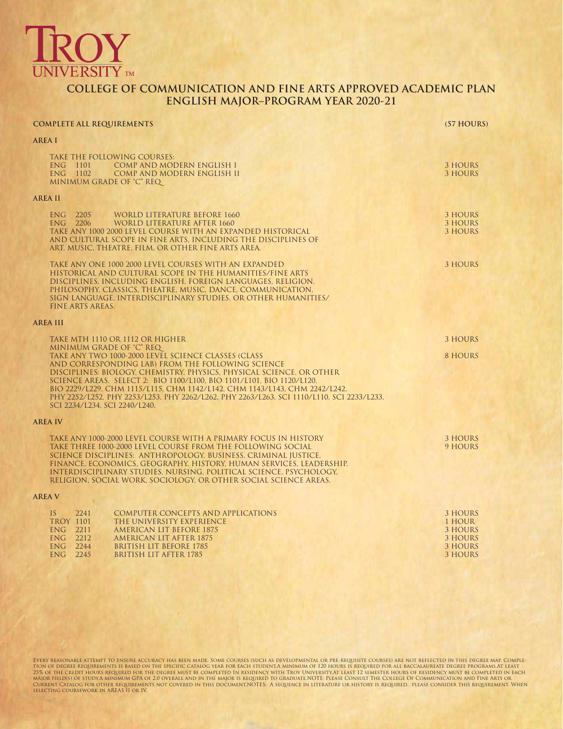# TROY UNIVERSITY™

## COLLEGE OF COMMUNICATION AND FINE ARTS APPROVED ACADEMIC PLAN
## ENGLISH MAJOR–PROGRAM YEAR 2020-21

**COMPLETE ALL REQUIREMENTS** **(57 HOURS)**

### AREA I

TAKE THE FOLLOWING COURSES:

| | | |
|---|---|---|
| ENG 1101 | COMP AND MODERN ENGLISH I | 3 HOURS |
| ENG 1102 | COMP AND MODERN ENGLISH II | 3 HOURS |

MINIMUM GRADE OF "C" REQ_

### AREA II

| | | |
|---|---|---|
| ENG 2205 | WORLD LITERATURE BEFORE 1660 | 3 HOURS |
| ENG 2206 | WORLD LITERATURE AFTER 1660 | 3 HOURS |

TAKE ANY 1000 2000 LEVEL COURSE WITH AN EXPANDED HISTORICAL AND CULTURAL SCOPE IN FINE ARTS, INCLUDING THE DISCIPLINES OF ART, MUSIC, THEATRE, FILM, OR OTHER FINE ARTS AREA. — 3 HOURS

TAKE ANY ONE 1000 2000 LEVEL COURSES WITH AN EXPANDED HISTORICAL AND CULTURAL SCOPE IN THE HUMANITIES/FINE ARTS DISCIPLINES, INCLUDING ENGLISH, FOREIGN LANGUAGES, RELIGION, PHILOSOPHY, CLASSICS, THEATRE, MUSIC, DANCE, COMMUNICATION, SIGN LANGUAGE, INTERDISCIPLINARY STUDIES, OR OTHER HUMANITIES/ FINE ARTS AREAS. — 3 HOURS

### AREA III

TAKE MTH 1110 OR 1112 OR HIGHER — 3 HOURS
MINIMUM GRADE OF "C" REQ_

TAKE ANY TWO 1000-2000 LEVEL SCIENCE CLASSES (CLASS AND CORRESPONDING LAB) FROM THE FOLLOWING SCIENCE DISCIPLINES: BIOLOGY, CHEMISTRY, PHYSICS, PHYSICAL SCIENCE, OR OTHER SCIENCE AREAS. SELECT 2: BIO 1100/L100, BIO 1101/L101, BIO 1120/L120, BIO 2229/L229, CHM 1115/L115, CHM 1142/L142, CHM 1143/L143, CHM 2242/L242, PHY 2252/L252, PHY 2253/L253, PHY 2262/L262, PHY 2263/L263, SCI 1110/L110, SCI 2233/L233, SCI 2234/L234, SCI 2240/L240. — 8 HOURS

### AREA IV

TAKE ANY 1000-2000 LEVEL COURSE WITH A PRIMARY FOCUS IN HISTORY — 3 HOURS

TAKE THREE 1000-2000 LEVEL COURSE FROM THE FOLLOWING SOCIAL SCIENCE DISCIPLINES: ANTHROPOLOGY, BUSINESS, CRIMINAL JUSTICE, FINANCE, ECONOMICS, GEOGRAPHY, HISTORY, HUMAN SERVICES, LEADERSHIP, INTERDISCIPLINARY STUDIES, NURSING, POLITICAL SCIENCE, PSYCHOLOGY, RELIGION, SOCIAL WORK, SOCIOLOGY, OR OTHER SOCIAL SCIENCE AREAS. — 9 HOURS

### AREA V

| | | |
|---|---|---|
| IS 2241 | COMPUTER CONCEPTS AND APPLICATIONS | 3 HOURS |
| TROY 1101 | THE UNIVERSITY EXPERIENCE | 1 HOUR |
| ENG 2211 | AMERICAN LIT BEFORE 1875 | 3 HOURS |
| ENG 2212 | AMERICAN LIT AFTER 1875 | 3 HOURS |
| ENG 2244 | BRITISH LIT BEFORE 1785 | 3 HOURS |
| ENG 2245 | BRITISH LIT AFTER 1785 | 3 HOURS |

EVERY REASONABLE ATTEMPT TO ENSURE ACCURACY HAS BEEN MADE. SOME COURSES (SUCH AS DEVELOPMENTAL OR PRE-REQUISITE COURSES) ARE NOT REFLECTED IN THIS DEGREE MAP. COMPLETION OF DEGREE REQUIREMENTS IS BASED ON THE SPECIFIC CATALOG YEAR FOR EACH STUDENT.A MINIMUM OF 120 HOURS IS REQUIRED FOR ALL BACCALAUREATE DEGREE PROGRAMS.AT LEAST 25% OF THE CREDIT HOURS REQUIRED FOR THE DEGREE MUST BE COMPLETED IN RESIDENCY WITH TROY UNIVERSITY.AT LEAST 12 SEMESTER HOURS OF RESIDENCY MUST BE COMPLETED IN EACH MAJOR FIELD(S) OF STUDY.A MINIMUM GPA OF 2.0 OVERALL AND IN THE MAJOR IS REQUIRED TO GRADUATE.NOTE: PLEASE CONSULT THE COLLEGE OF COMMUNICATION AND FINE ARTS OR CURRENT CATALOG FOR OTHER REQUIREMENTS NOT COVERED IN THIS DOCUMENT.NOTES: A SEQUENCE IN LITERATURE OR HISTORY IS REQUIRED. PLEASE CONSIDER THIS REQUIREMENT. WHEN SELECTING COURSEWORK IN AREAS II OR IV.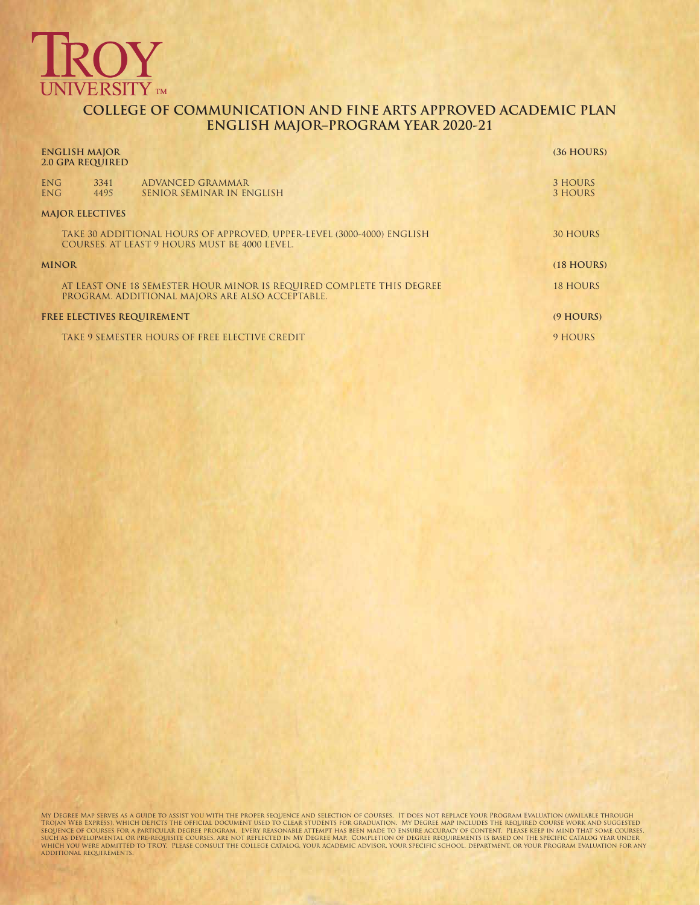# TROY UNIVERSITY

## COLLEGE OF COMMUNICATION AND FINE ARTS APPROVED ACADEMIC PLAN
## ENGLISH MAJOR–PROGRAM YEAR 2020-21

**ENGLISH MAJOR** **(36 HOURS)**
**2.0 GPA REQUIRED**

| | | | |
|---|---|---|---|
| ENG | 3341 | ADVANCED GRAMMAR | 3 HOURS |
| ENG | 4495 | SENIOR SEMINAR IN ENGLISH | 3 HOURS |

**MAJOR ELECTIVES**

TAKE 30 ADDITIONAL HOURS OF APPROVED, UPPER-LEVEL (3000-4000) ENGLISH COURSES. AT LEAST 9 HOURS MUST BE 4000 LEVEL. — 30 HOURS

**MINOR** **(18 HOURS)**

AT LEAST ONE 18 SEMESTER HOUR MINOR IS REQUIRED COMPLETE THIS DEGREE PROGRAM. ADDITIONAL MAJORS ARE ALSO ACCEPTABLE. — 18 HOURS

**FREE ELECTIVES REQUIREMENT** **(9 HOURS)**

TAKE 9 SEMESTER HOURS OF FREE ELECTIVE CREDIT — 9 HOURS

My Degree Map serves as a guide to assist you with the proper sequence and selection of courses. It does not replace your Program Evaluation (available through Trojan Web Express), which depicts the official document used to clear students for graduation. My Degree map includes the required course work and suggested sequence of courses for a particular degree program. Every reasonable attempt has been made to ensure accuracy of content. Please keep in mind that some courses, such as developmental or pre-requisite courses, are not reflected in My Degree Map. Completion of degree requirements is based on the specific catalog year under which you were admitted to TROY. Please consult the college catalog, your academic advisor, your specific school, department, or your Program Evaluation for any additional requirements.